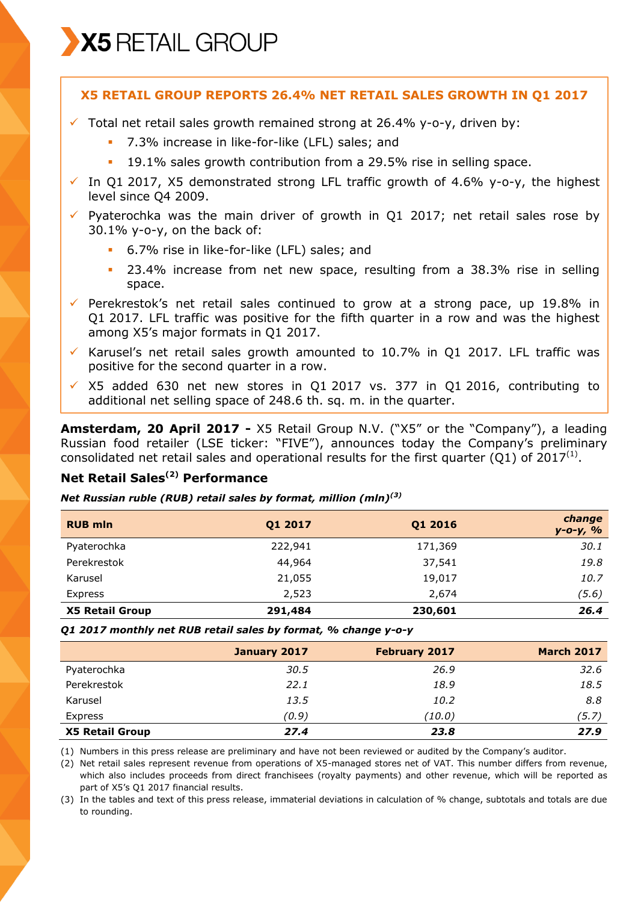# X5 RETAIL GROUP

## X5 RETAIL GROUP REPORTS 26.4% NET RETAIL SALES GROWTH IN Q1 2017

- ✓ Total net retail sales growth remained strong at 26.4% y-o-y, driven by:
  - 7.3% increase in like-for-like (LFL) sales; and
  - 19.1% sales growth contribution from a 29.5% rise in selling space.
- ✓ In Q1 2017, X5 demonstrated strong LFL traffic growth of 4.6% y-o-y, the highest level since Q4 2009.
- ✓ Pyaterochka was the main driver of growth in Q1 2017; net retail sales rose by 30.1% y-o-y, on the back of:
  - 6.7% rise in like-for-like (LFL) sales; and
  - 23.4% increase from net new space, resulting from a 38.3% rise in selling space.
- ✓ Perekrestok's net retail sales continued to grow at a strong pace, up 19.8% in Q1 2017. LFL traffic was positive for the fifth quarter in a row and was the highest among X5's major formats in Q1 2017.
- ✓ Karusel's net retail sales growth amounted to 10.7% in Q1 2017. LFL traffic was positive for the second quarter in a row.
- ✓ X5 added 630 net new stores in Q1 2017 vs. 377 in Q1 2016, contributing to additional net selling space of 248.6 th. sq. m. in the quarter.

**Amsterdam, 20 April 2017 -** X5 Retail Group N.V. ("X5" or the "Company"), a leading Russian food retailer (LSE ticker: "FIVE"), announces today the Company's preliminary consolidated net retail sales and operational results for the first quarter (Q1) of 2017[1].

### Net Retail Sales[2] Performance

***Net Russian ruble (RUB) retail sales by format, million (mln)[3]***

| RUB mln | Q1 2017 | Q1 2016 | *change y-o-y, %* |
|---|---|---|---|
| Pyaterochka | 222,941 | 171,369 | *30.1* |
| Perekrestok | 44,964 | 37,541 | *19.8* |
| Karusel | 21,055 | 19,017 | *10.7* |
| Express | 2,523 | 2,674 | *(5.6)* |
| **X5 Retail Group** | **291,484** | **230,601** | ***26.4*** |

***Q1 2017 monthly net RUB retail sales by format, % change y-o-y***

| | January 2017 | February 2017 | March 2017 |
|---|---|---|---|
| Pyaterochka | *30.5* | *26.9* | *32.6* |
| Perekrestok | *22.1* | *18.9* | *18.5* |
| Karusel | *13.5* | *10.2* | *8.8* |
| Express | *(0.9)* | *(10.0)* | *(5.7)* |
| **X5 Retail Group** | ***27.4*** | ***23.8*** | ***27.9*** |

(1) Numbers in this press release are preliminary and have not been reviewed or audited by the Company's auditor.
(2) Net retail sales represent revenue from operations of X5-managed stores net of VAT. This number differs from revenue, which also includes proceeds from direct franchisees (royalty payments) and other revenue, which will be reported as part of X5's Q1 2017 financial results.
(3) In the tables and text of this press release, immaterial deviations in calculation of % change, subtotals and totals are due to rounding.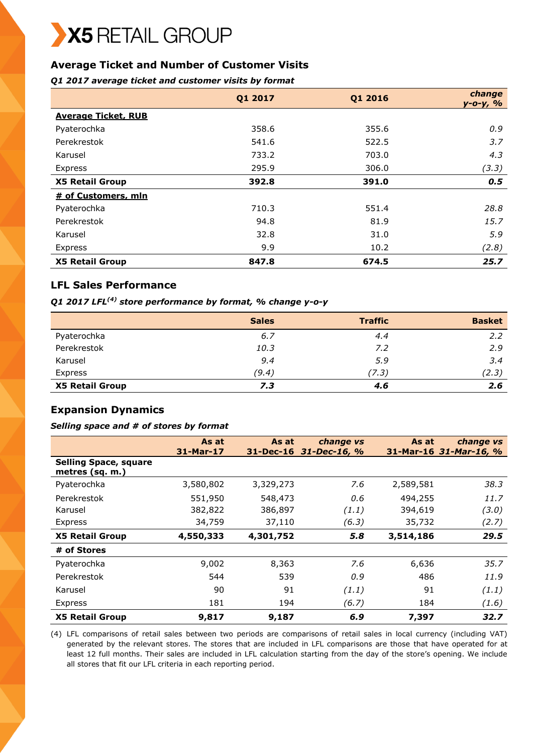## Average Ticket and Number of Customer Visits

***Q1 2017 average ticket and customer visits by format***

| | Q1 2017 | Q1 2016 | *change y-o-y, %* |
|---|---|---|---|
| **Average Ticket, RUB** | | | |
| Pyaterochka | 358.6 | 355.6 | *0.9* |
| Perekrestok | 541.6 | 522.5 | *3.7* |
| Karusel | 733.2 | 703.0 | *4.3* |
| Express | 295.9 | 306.0 | *(3.3)* |
| **X5 Retail Group** | **392.8** | **391.0** | ***0.5*** |
| **# of Customers, mln** | | | |
| Pyaterochka | 710.3 | 551.4 | *28.8* |
| Perekrestok | 94.8 | 81.9 | *15.7* |
| Karusel | 32.8 | 31.0 | *5.9* |
| Express | 9.9 | 10.2 | *(2.8)* |
| **X5 Retail Group** | **847.8** | **674.5** | ***25.7*** |

## LFL Sales Performance

***Q1 2017 LFL[(4)] store performance by format, % change y-o-y***

| | Sales | Traffic | Basket |
|---|---|---|---|
| Pyaterochka | *6.7* | *4.4* | *2.2* |
| Perekrestok | *10.3* | *7.2* | *2.9* |
| Karusel | *9.4* | *5.9* | *3.4* |
| Express | *(9.4)* | *(7.3)* | *(2.3)* |
| **X5 Retail Group** | ***7.3*** | ***4.6*** | ***2.6*** |

## Expansion Dynamics

***Selling space and # of stores by format***

| | As at 31-Mar-17 | As at 31-Dec-16 | *change vs 31-Dec-16, %* | As at 31-Mar-16 | *change vs 31-Mar-16, %* |
|---|---|---|---|---|---|
| **Selling Space, square metres (sq. m.)** | | | | | |
| Pyaterochka | 3,580,802 | 3,329,273 | *7.6* | 2,589,581 | *38.3* |
| Perekrestok | 551,950 | 548,473 | *0.6* | 494,255 | *11.7* |
| Karusel | 382,822 | 386,897 | *(1.1)* | 394,619 | *(3.0)* |
| Express | 34,759 | 37,110 | *(6.3)* | 35,732 | *(2.7)* |
| **X5 Retail Group** | **4,550,333** | **4,301,752** | ***5.8*** | **3,514,186** | ***29.5*** |
| **# of Stores** | | | | | |
| Pyaterochka | 9,002 | 8,363 | *7.6* | 6,636 | *35.7* |
| Perekrestok | 544 | 539 | *0.9* | 486 | *11.9* |
| Karusel | 90 | 91 | *(1.1)* | 91 | *(1.1)* |
| Express | 181 | 194 | *(6.7)* | 184 | *(1.6)* |
| **X5 Retail Group** | **9,817** | **9,187** | ***6.9*** | **7,397** | ***32.7*** |

(4) LFL comparisons of retail sales between two periods are comparisons of retail sales in local currency (including VAT) generated by the relevant stores. The stores that are included in LFL comparisons are those that have operated for at least 12 full months. Their sales are included in LFL calculation starting from the day of the store's opening. We include all stores that fit our LFL criteria in each reporting period.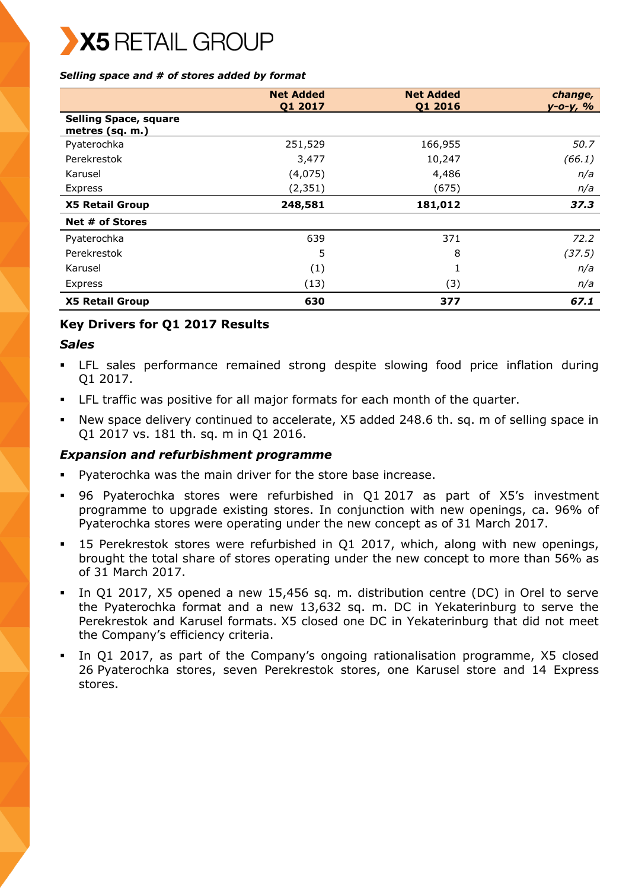*Selling space and # of stores added by format*

| | Net Added Q1 2017 | Net Added Q1 2016 | *change, y-o-y, %* |
|---|---|---|---|
| **Selling Space, square metres (sq. m.)** | | | |
| Pyaterochka | 251,529 | 166,955 | *50.7* |
| Perekrestok | 3,477 | 10,247 | *(66.1)* |
| Karusel | (4,075) | 4,486 | *n/a* |
| Express | (2,351) | (675) | *n/a* |
| **X5 Retail Group** | **248,581** | **181,012** | ***37.3*** |
| **Net # of Stores** | | | |
| Pyaterochka | 639 | 371 | *72.2* |
| Perekrestok | 5 | 8 | *(37.5)* |
| Karusel | (1) | 1 | *n/a* |
| Express | (13) | (3) | *n/a* |
| **X5 Retail Group** | **630** | **377** | ***67.1*** |

## Key Drivers for Q1 2017 Results

### *Sales*

- LFL sales performance remained strong despite slowing food price inflation during Q1 2017.
- LFL traffic was positive for all major formats for each month of the quarter.
- New space delivery continued to accelerate, X5 added 248.6 th. sq. m of selling space in Q1 2017 vs. 181 th. sq. m in Q1 2016.

### *Expansion and refurbishment programme*

- Pyaterochka was the main driver for the store base increase.
- 96 Pyaterochka stores were refurbished in Q1 2017 as part of X5's investment programme to upgrade existing stores. In conjunction with new openings, ca. 96% of Pyaterochka stores were operating under the new concept as of 31 March 2017.
- 15 Perekrestok stores were refurbished in Q1 2017, which, along with new openings, brought the total share of stores operating under the new concept to more than 56% as of 31 March 2017.
- In Q1 2017, X5 opened a new 15,456 sq. m. distribution centre (DC) in Orel to serve the Pyaterochka format and a new 13,632 sq. m. DC in Yekaterinburg to serve the Perekrestok and Karusel formats. X5 closed one DC in Yekaterinburg that did not meet the Company's efficiency criteria.
- In Q1 2017, as part of the Company's ongoing rationalisation programme, X5 closed 26 Pyaterochka stores, seven Perekrestok stores, one Karusel store and 14 Express stores.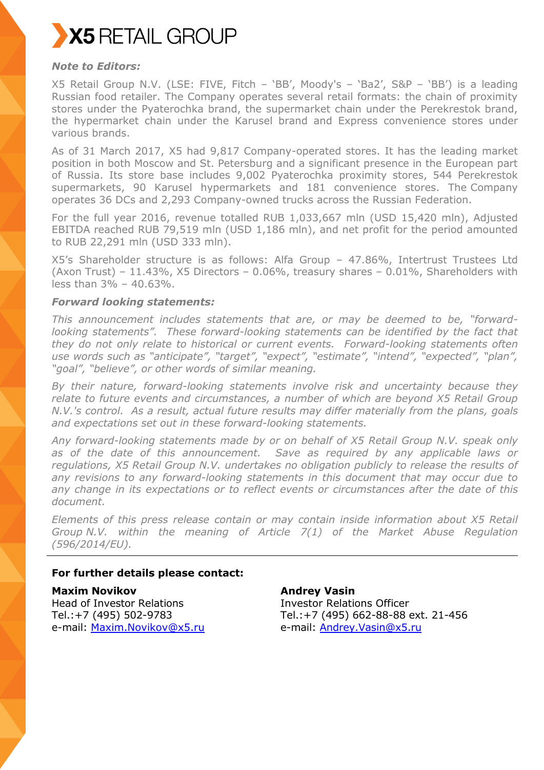***Note to Editors:***

X5 Retail Group N.V. (LSE: FIVE, Fitch – 'BB', Moody's – 'Ba2', S&P – 'BB') is a leading Russian food retailer. The Company operates several retail formats: the chain of proximity stores under the Pyaterochka brand, the supermarket chain under the Perekrestok brand, the hypermarket chain under the Karusel brand and Express convenience stores under various brands.

As of 31 March 2017, X5 had 9,817 Company-operated stores. It has the leading market position in both Moscow and St. Petersburg and a significant presence in the European part of Russia. Its store base includes 9,002 Pyaterochka proximity stores, 544 Perekrestok supermarkets, 90 Karusel hypermarkets and 181 convenience stores. The Company operates 36 DCs and 2,293 Company-owned trucks across the Russian Federation.

For the full year 2016, revenue totalled RUB 1,033,667 mln (USD 15,420 mln), Adjusted EBITDA reached RUB 79,519 mln (USD 1,186 mln), and net profit for the period amounted to RUB 22,291 mln (USD 333 mln).

X5's Shareholder structure is as follows: Alfa Group – 47.86%, Intertrust Trustees Ltd (Axon Trust) – 11.43%, X5 Directors – 0.06%, treasury shares – 0.01%, Shareholders with less than 3% – 40.63%.

***Forward looking statements:***

*This announcement includes statements that are, or may be deemed to be, "forward-looking statements". These forward-looking statements can be identified by the fact that they do not only relate to historical or current events. Forward-looking statements often use words such as "anticipate", "target", "expect", "estimate", "intend", "expected", "plan", "goal", "believe", or other words of similar meaning.*

*By their nature, forward-looking statements involve risk and uncertainty because they relate to future events and circumstances, a number of which are beyond X5 Retail Group N.V.'s control. As a result, actual future results may differ materially from the plans, goals and expectations set out in these forward-looking statements.*

*Any forward-looking statements made by or on behalf of X5 Retail Group N.V. speak only as of the date of this announcement. Save as required by any applicable laws or regulations, X5 Retail Group N.V. undertakes no obligation publicly to release the results of any revisions to any forward-looking statements in this document that may occur due to any change in its expectations or to reflect events or circumstances after the date of this document.*

*Elements of this press release contain or may contain inside information about X5 Retail Group N.V. within the meaning of Article 7(1) of the Market Abuse Regulation (596/2014/EU).*

---

**For further details please contact:**

**Maxim Novikov**
Head of Investor Relations
Tel.:+7 (495) 502-9783
e-mail: Maxim.Novikov@x5.ru

**Andrey Vasin**
Investor Relations Officer
Tel.:+7 (495) 662-88-88 ext. 21-456
e-mail: Andrey.Vasin@x5.ru